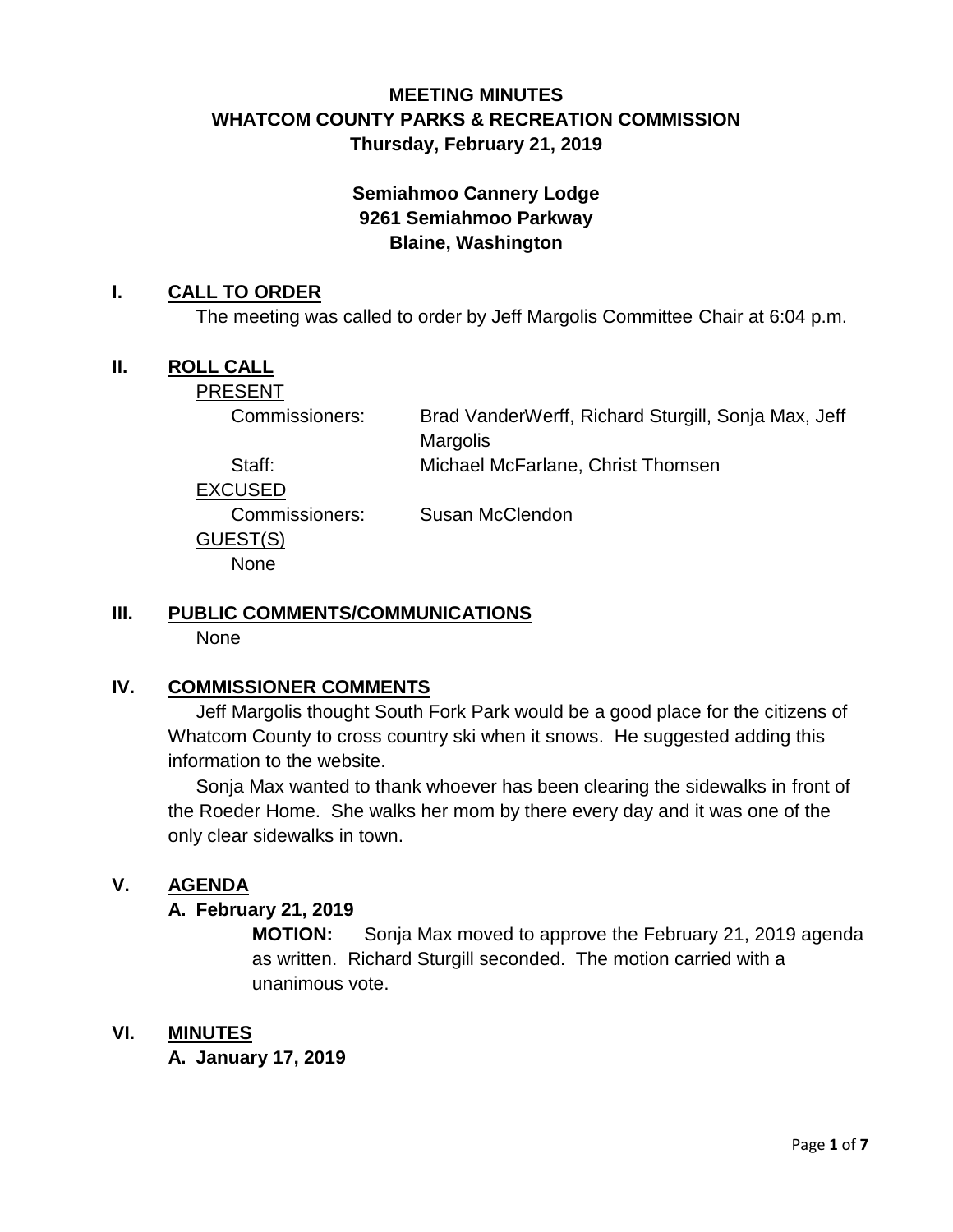# MEETING MINUTES
# WHATCOM COUNTY PARKS & RECREATION COMMISSION
### Thursday, February 21, 2019

**Semiahmoo Cannery Lodge**
**9261 Semiahmoo Parkway**
**Blaine, Washington**

## I. CALL TO ORDER

The meeting was called to order by Jeff Margolis Committee Chair at 6:04 p.m.

## II. ROLL CALL

PRESENT

Commissioners: Brad VanderWerff, Richard Sturgill, Sonja Max, Jeff Margolis

Staff: Michael McFarlane, Christ Thomsen

EXCUSED

Commissioners: Susan McClendon

GUEST(S)

None

## III. PUBLIC COMMENTS/COMMUNICATIONS

None

## IV. COMMISSIONER COMMENTS

Jeff Margolis thought South Fork Park would be a good place for the citizens of Whatcom County to cross country ski when it snows. He suggested adding this information to the website.

Sonja Max wanted to thank whoever has been clearing the sidewalks in front of the Roeder Home. She walks her mom by there every day and it was one of the only clear sidewalks in town.

## V. AGENDA

### A. February 21, 2019

**MOTION:** Sonja Max moved to approve the February 21, 2019 agenda as written. Richard Sturgill seconded. The motion carried with a unanimous vote.

## VI. MINUTES

### A. January 17, 2019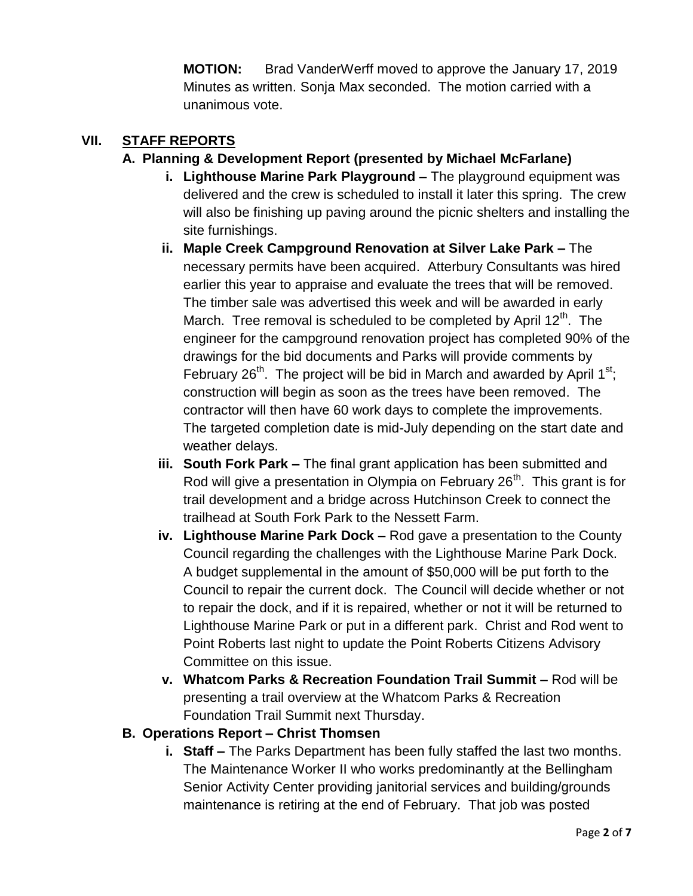**MOTION:** Brad VanderWerff moved to approve the January 17, 2019 Minutes as written. Sonja Max seconded. The motion carried with a unanimous vote.

## VII. STAFF REPORTS

### A. Planning & Development Report (presented by Michael McFarlane)

- **i. Lighthouse Marine Park Playground –** The playground equipment was delivered and the crew is scheduled to install it later this spring. The crew will also be finishing up paving around the picnic shelters and installing the site furnishings.
- **ii. Maple Creek Campground Renovation at Silver Lake Park –** The necessary permits have been acquired. Atterbury Consultants was hired earlier this year to appraise and evaluate the trees that will be removed. The timber sale was advertised this week and will be awarded in early March. Tree removal is scheduled to be completed by April 12th. The engineer for the campground renovation project has completed 90% of the drawings for the bid documents and Parks will provide comments by February 26th. The project will be bid in March and awarded by April 1st; construction will begin as soon as the trees have been removed. The contractor will then have 60 work days to complete the improvements. The targeted completion date is mid-July depending on the start date and weather delays.
- **iii. South Fork Park –** The final grant application has been submitted and Rod will give a presentation in Olympia on February 26th. This grant is for trail development and a bridge across Hutchinson Creek to connect the trailhead at South Fork Park to the Nessett Farm.
- **iv. Lighthouse Marine Park Dock –** Rod gave a presentation to the County Council regarding the challenges with the Lighthouse Marine Park Dock. A budget supplemental in the amount of $50,000 will be put forth to the Council to repair the current dock. The Council will decide whether or not to repair the dock, and if it is repaired, whether or not it will be returned to Lighthouse Marine Park or put in a different park. Christ and Rod went to Point Roberts last night to update the Point Roberts Citizens Advisory Committee on this issue.
- **v. Whatcom Parks & Recreation Foundation Trail Summit –** Rod will be presenting a trail overview at the Whatcom Parks & Recreation Foundation Trail Summit next Thursday.

### B. Operations Report – Christ Thomsen

- **i. Staff –** The Parks Department has been fully staffed the last two months. The Maintenance Worker II who works predominantly at the Bellingham Senior Activity Center providing janitorial services and building/grounds maintenance is retiring at the end of February. That job was posted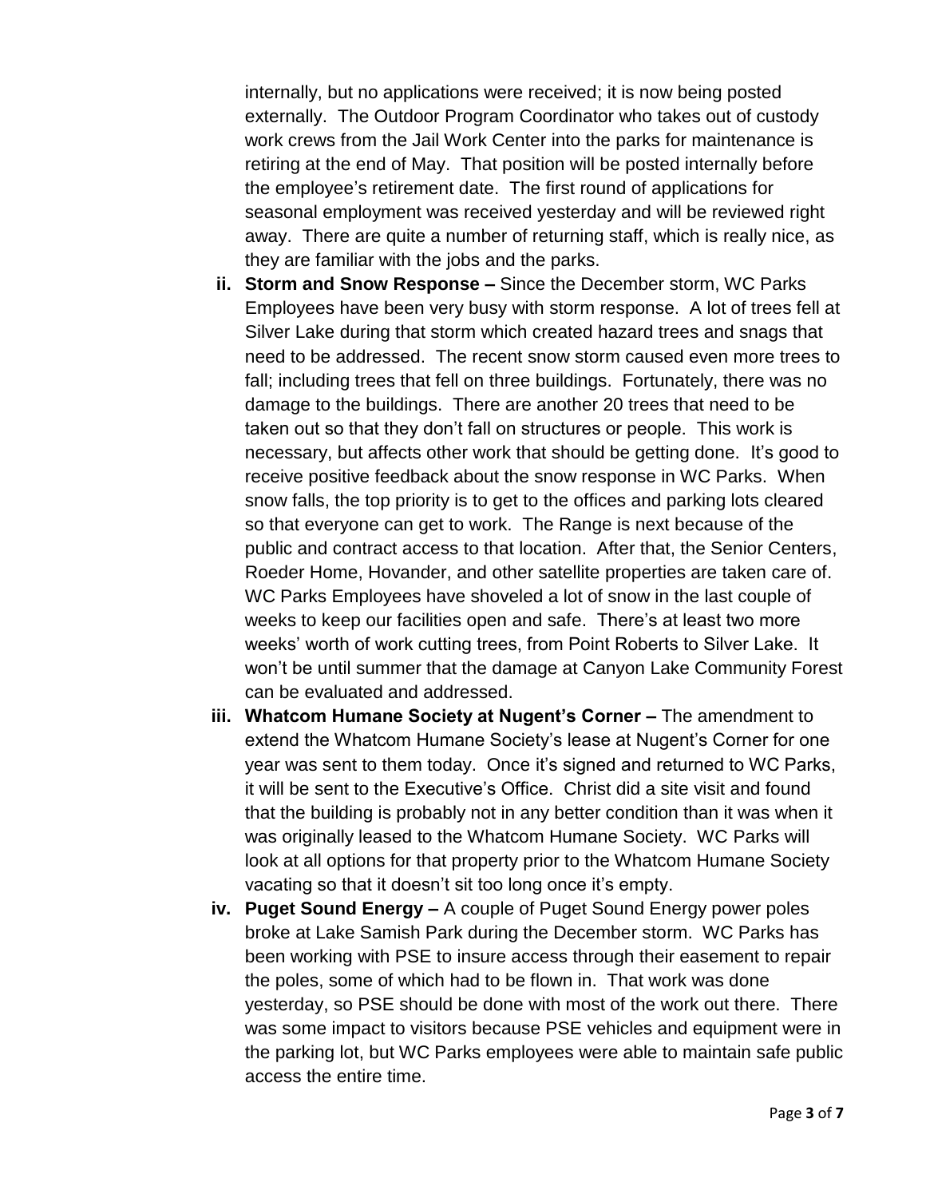internally, but no applications were received; it is now being posted externally. The Outdoor Program Coordinator who takes out of custody work crews from the Jail Work Center into the parks for maintenance is retiring at the end of May. That position will be posted internally before the employee's retirement date. The first round of applications for seasonal employment was received yesterday and will be reviewed right away. There are quite a number of returning staff, which is really nice, as they are familiar with the jobs and the parks.

ii. **Storm and Snow Response –** Since the December storm, WC Parks Employees have been very busy with storm response. A lot of trees fell at Silver Lake during that storm which created hazard trees and snags that need to be addressed. The recent snow storm caused even more trees to fall; including trees that fell on three buildings. Fortunately, there was no damage to the buildings. There are another 20 trees that need to be taken out so that they don't fall on structures or people. This work is necessary, but affects other work that should be getting done. It's good to receive positive feedback about the snow response in WC Parks. When snow falls, the top priority is to get to the offices and parking lots cleared so that everyone can get to work. The Range is next because of the public and contract access to that location. After that, the Senior Centers, Roeder Home, Hovander, and other satellite properties are taken care of. WC Parks Employees have shoveled a lot of snow in the last couple of weeks to keep our facilities open and safe. There's at least two more weeks' worth of work cutting trees, from Point Roberts to Silver Lake. It won't be until summer that the damage at Canyon Lake Community Forest can be evaluated and addressed.

iii. **Whatcom Humane Society at Nugent's Corner –** The amendment to extend the Whatcom Humane Society's lease at Nugent's Corner for one year was sent to them today. Once it's signed and returned to WC Parks, it will be sent to the Executive's Office. Christ did a site visit and found that the building is probably not in any better condition than it was when it was originally leased to the Whatcom Humane Society. WC Parks will look at all options for that property prior to the Whatcom Humane Society vacating so that it doesn't sit too long once it's empty.

iv. **Puget Sound Energy –** A couple of Puget Sound Energy power poles broke at Lake Samish Park during the December storm. WC Parks has been working with PSE to insure access through their easement to repair the poles, some of which had to be flown in. That work was done yesterday, so PSE should be done with most of the work out there. There was some impact to visitors because PSE vehicles and equipment were in the parking lot, but WC Parks employees were able to maintain safe public access the entire time.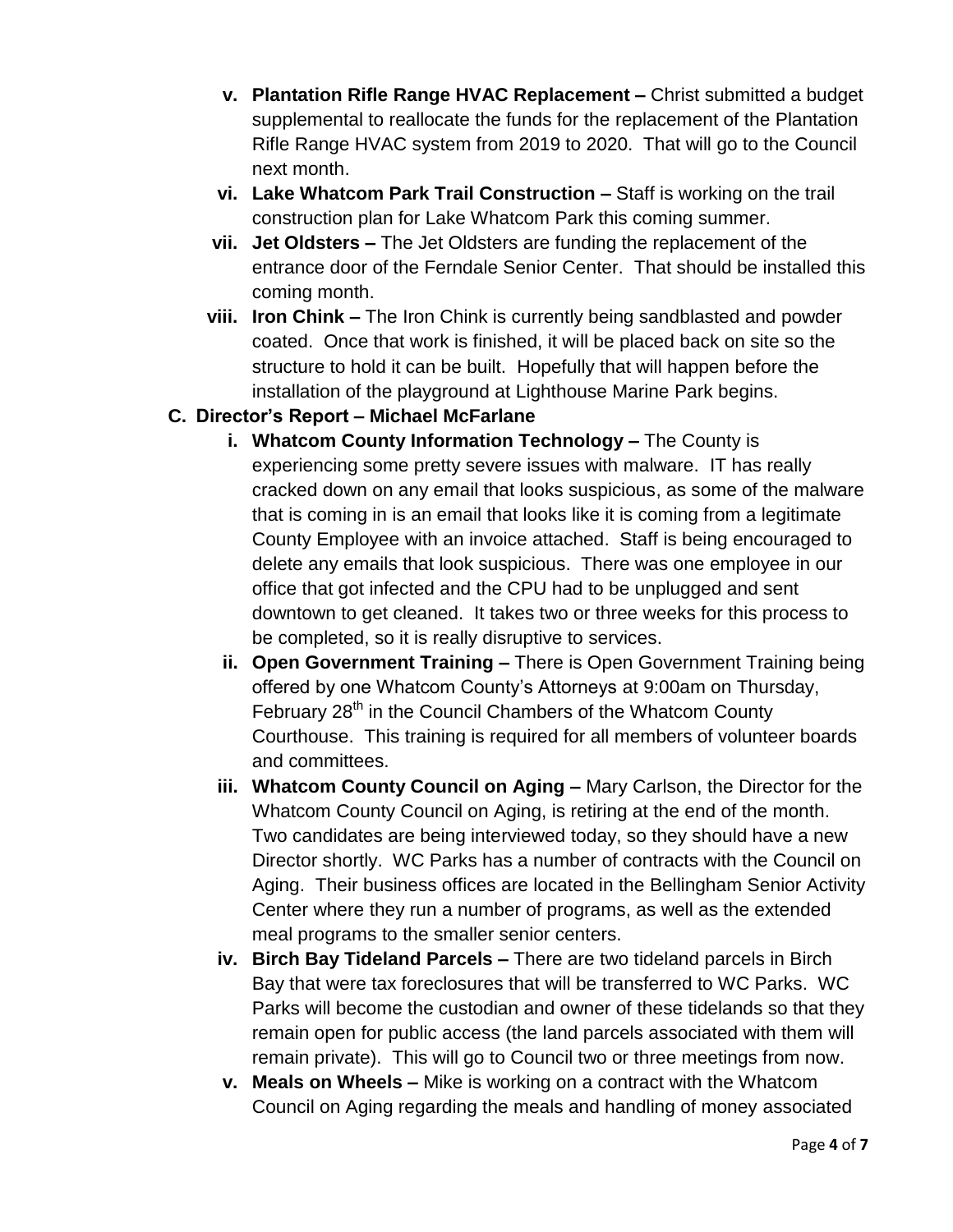- v. **Plantation Rifle Range HVAC Replacement –** Christ submitted a budget supplemental to reallocate the funds for the replacement of the Plantation Rifle Range HVAC system from 2019 to 2020. That will go to the Council next month.
- vi. **Lake Whatcom Park Trail Construction –** Staff is working on the trail construction plan for Lake Whatcom Park this coming summer.
- vii. **Jet Oldsters –** The Jet Oldsters are funding the replacement of the entrance door of the Ferndale Senior Center. That should be installed this coming month.
- viii. **Iron Chink –** The Iron Chink is currently being sandblasted and powder coated. Once that work is finished, it will be placed back on site so the structure to hold it can be built. Hopefully that will happen before the installation of the playground at Lighthouse Marine Park begins.

**C. Director's Report – Michael McFarlane**

- i. **Whatcom County Information Technology –** The County is experiencing some pretty severe issues with malware. IT has really cracked down on any email that looks suspicious, as some of the malware that is coming in is an email that looks like it is coming from a legitimate County Employee with an invoice attached. Staff is being encouraged to delete any emails that look suspicious. There was one employee in our office that got infected and the CPU had to be unplugged and sent downtown to get cleaned. It takes two or three weeks for this process to be completed, so it is really disruptive to services.
- ii. **Open Government Training –** There is Open Government Training being offered by one Whatcom County's Attorneys at 9:00am on Thursday, February 28th in the Council Chambers of the Whatcom County Courthouse. This training is required for all members of volunteer boards and committees.
- iii. **Whatcom County Council on Aging –** Mary Carlson, the Director for the Whatcom County Council on Aging, is retiring at the end of the month. Two candidates are being interviewed today, so they should have a new Director shortly. WC Parks has a number of contracts with the Council on Aging. Their business offices are located in the Bellingham Senior Activity Center where they run a number of programs, as well as the extended meal programs to the smaller senior centers.
- iv. **Birch Bay Tideland Parcels –** There are two tideland parcels in Birch Bay that were tax foreclosures that will be transferred to WC Parks. WC Parks will become the custodian and owner of these tidelands so that they remain open for public access (the land parcels associated with them will remain private). This will go to Council two or three meetings from now.
- v. **Meals on Wheels –** Mike is working on a contract with the Whatcom Council on Aging regarding the meals and handling of money associated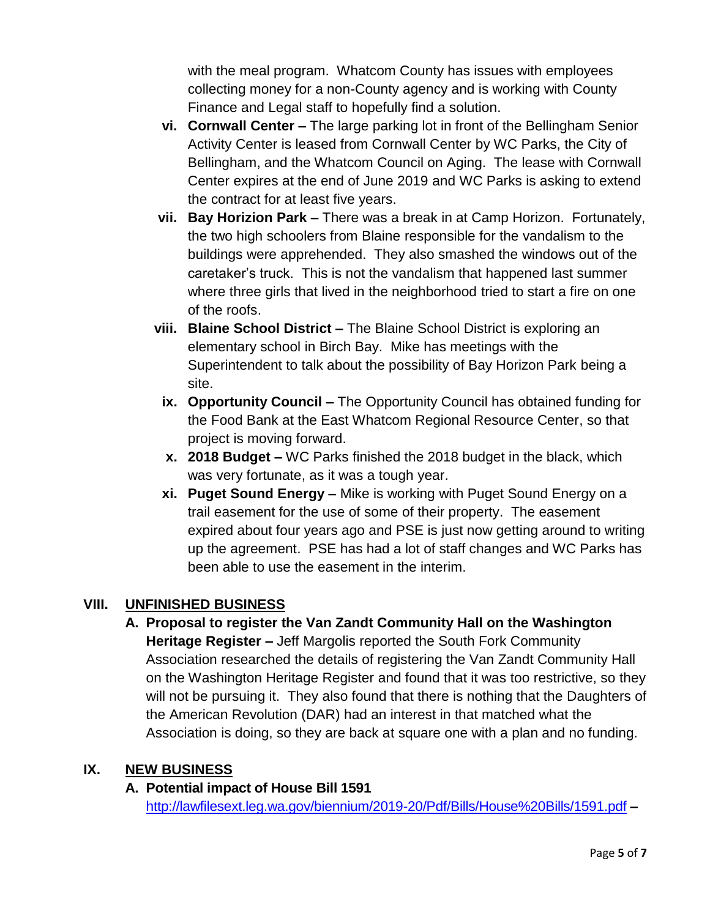with the meal program. Whatcom County has issues with employees collecting money for a non-County agency and is working with County Finance and Legal staff to hopefully find a solution.

vi. **Cornwall Center –** The large parking lot in front of the Bellingham Senior Activity Center is leased from Cornwall Center by WC Parks, the City of Bellingham, and the Whatcom Council on Aging. The lease with Cornwall Center expires at the end of June 2019 and WC Parks is asking to extend the contract for at least five years.

vii. **Bay Horizion Park –** There was a break in at Camp Horizon. Fortunately, the two high schoolers from Blaine responsible for the vandalism to the buildings were apprehended. They also smashed the windows out of the caretaker's truck. This is not the vandalism that happened last summer where three girls that lived in the neighborhood tried to start a fire on one of the roofs.

viii. **Blaine School District –** The Blaine School District is exploring an elementary school in Birch Bay. Mike has meetings with the Superintendent to talk about the possibility of Bay Horizon Park being a site.

ix. **Opportunity Council –** The Opportunity Council has obtained funding for the Food Bank at the East Whatcom Regional Resource Center, so that project is moving forward.

x. **2018 Budget –** WC Parks finished the 2018 budget in the black, which was very fortunate, as it was a tough year.

xi. **Puget Sound Energy –** Mike is working with Puget Sound Energy on a trail easement for the use of some of their property. The easement expired about four years ago and PSE is just now getting around to writing up the agreement. PSE has had a lot of staff changes and WC Parks has been able to use the easement in the interim.

## VIII. UNFINISHED BUSINESS

**A. Proposal to register the Van Zandt Community Hall on the Washington Heritage Register –** Jeff Margolis reported the South Fork Community Association researched the details of registering the Van Zandt Community Hall on the Washington Heritage Register and found that it was too restrictive, so they will not be pursuing it. They also found that there is nothing that the Daughters of the American Revolution (DAR) had an interest in that matched what the Association is doing, so they are back at square one with a plan and no funding.

## IX. NEW BUSINESS

**A. Potential impact of House Bill 1591**
http://lawfilesext.leg.wa.gov/biennium/2019-20/Pdf/Bills/House%20Bills/1591.pdf **–**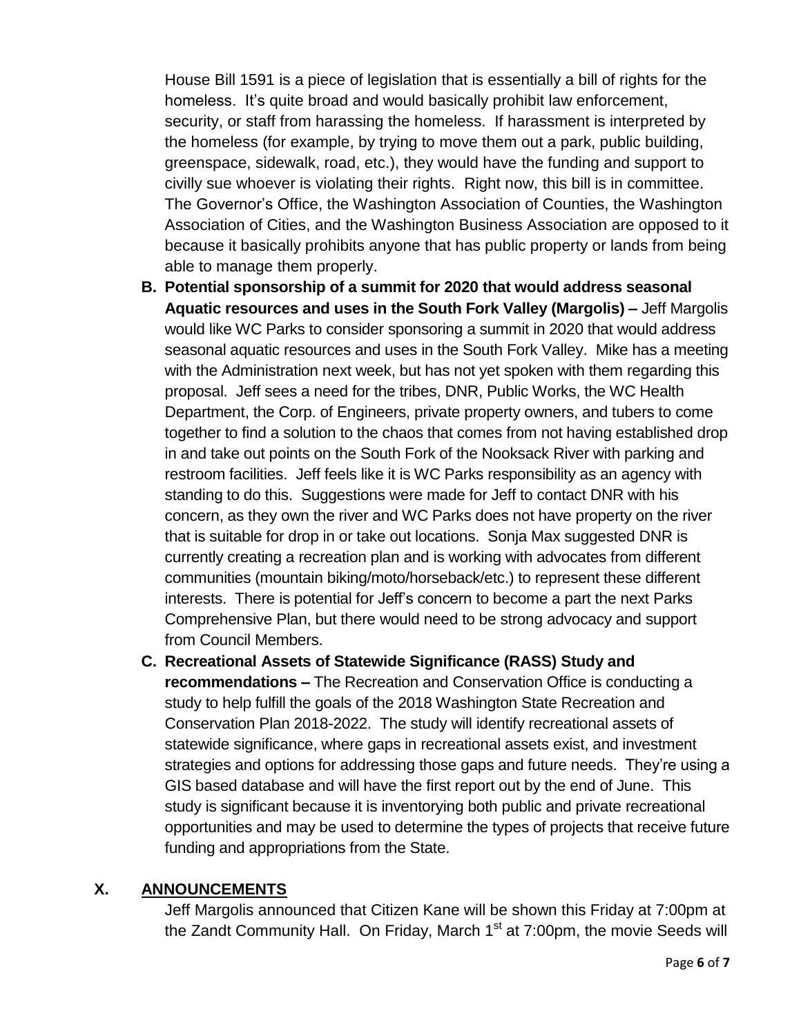House Bill 1591 is a piece of legislation that is essentially a bill of rights for the homeless. It's quite broad and would basically prohibit law enforcement, security, or staff from harassing the homeless. If harassment is interpreted by the homeless (for example, by trying to move them out a park, public building, greenspace, sidewalk, road, etc.), they would have the funding and support to civilly sue whoever is violating their rights. Right now, this bill is in committee. The Governor's Office, the Washington Association of Counties, the Washington Association of Cities, and the Washington Business Association are opposed to it because it basically prohibits anyone that has public property or lands from being able to manage them properly.

**B. Potential sponsorship of a summit for 2020 that would address seasonal Aquatic resources and uses in the South Fork Valley (Margolis) –** Jeff Margolis would like WC Parks to consider sponsoring a summit in 2020 that would address seasonal aquatic resources and uses in the South Fork Valley. Mike has a meeting with the Administration next week, but has not yet spoken with them regarding this proposal. Jeff sees a need for the tribes, DNR, Public Works, the WC Health Department, the Corp. of Engineers, private property owners, and tubers to come together to find a solution to the chaos that comes from not having established drop in and take out points on the South Fork of the Nooksack River with parking and restroom facilities. Jeff feels like it is WC Parks responsibility as an agency with standing to do this. Suggestions were made for Jeff to contact DNR with his concern, as they own the river and WC Parks does not have property on the river that is suitable for drop in or take out locations. Sonja Max suggested DNR is currently creating a recreation plan and is working with advocates from different communities (mountain biking/moto/horseback/etc.) to represent these different interests. There is potential for Jeff's concern to become a part the next Parks Comprehensive Plan, but there would need to be strong advocacy and support from Council Members.

**C. Recreational Assets of Statewide Significance (RASS) Study and recommendations –** The Recreation and Conservation Office is conducting a study to help fulfill the goals of the 2018 Washington State Recreation and Conservation Plan 2018-2022. The study will identify recreational assets of statewide significance, where gaps in recreational assets exist, and investment strategies and options for addressing those gaps and future needs. They're using a GIS based database and will have the first report out by the end of June. This study is significant because it is inventorying both public and private recreational opportunities and may be used to determine the types of projects that receive future funding and appropriations from the State.

## X. ANNOUNCEMENTS

Jeff Margolis announced that Citizen Kane will be shown this Friday at 7:00pm at the Zandt Community Hall. On Friday, March 1st at 7:00pm, the movie Seeds will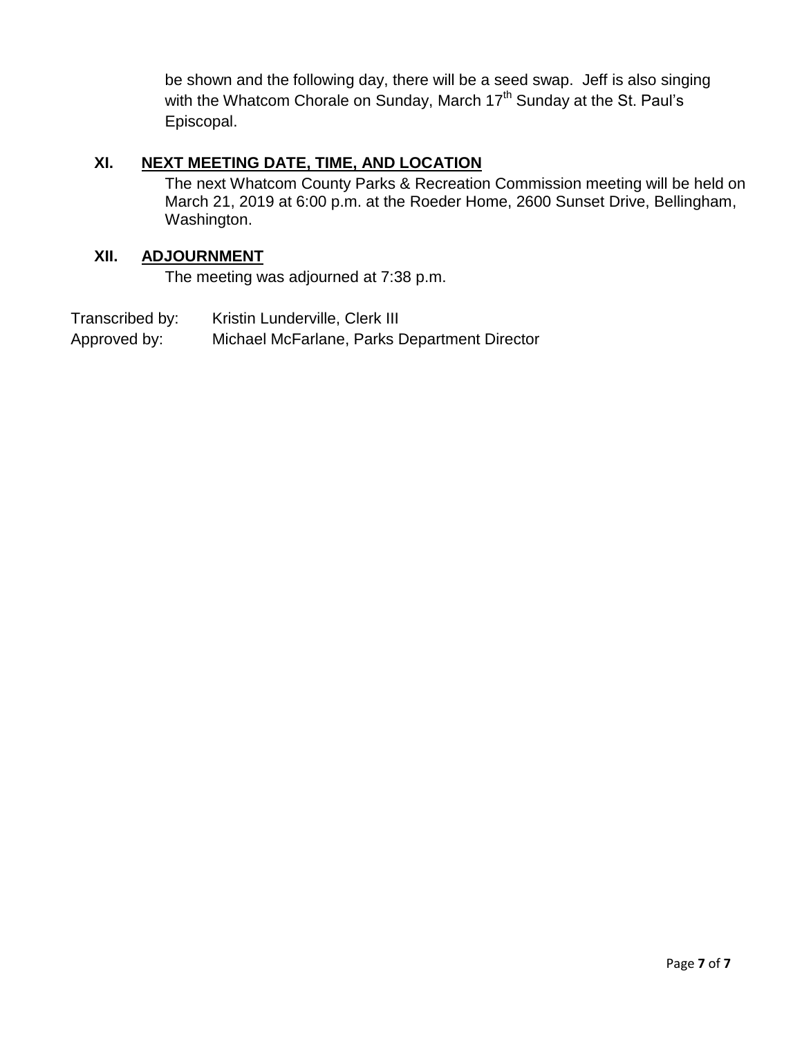be shown and the following day, there will be a seed swap. Jeff is also singing with the Whatcom Chorale on Sunday, March 17th Sunday at the St. Paul's Episcopal.

## XI. NEXT MEETING DATE, TIME, AND LOCATION

The next Whatcom County Parks & Recreation Commission meeting will be held on March 21, 2019 at 6:00 p.m. at the Roeder Home, 2600 Sunset Drive, Bellingham, Washington.

## XII. ADJOURNMENT

The meeting was adjourned at 7:38 p.m.

Transcribed by: Kristin Lunderville, Clerk III
Approved by: Michael McFarlane, Parks Department Director